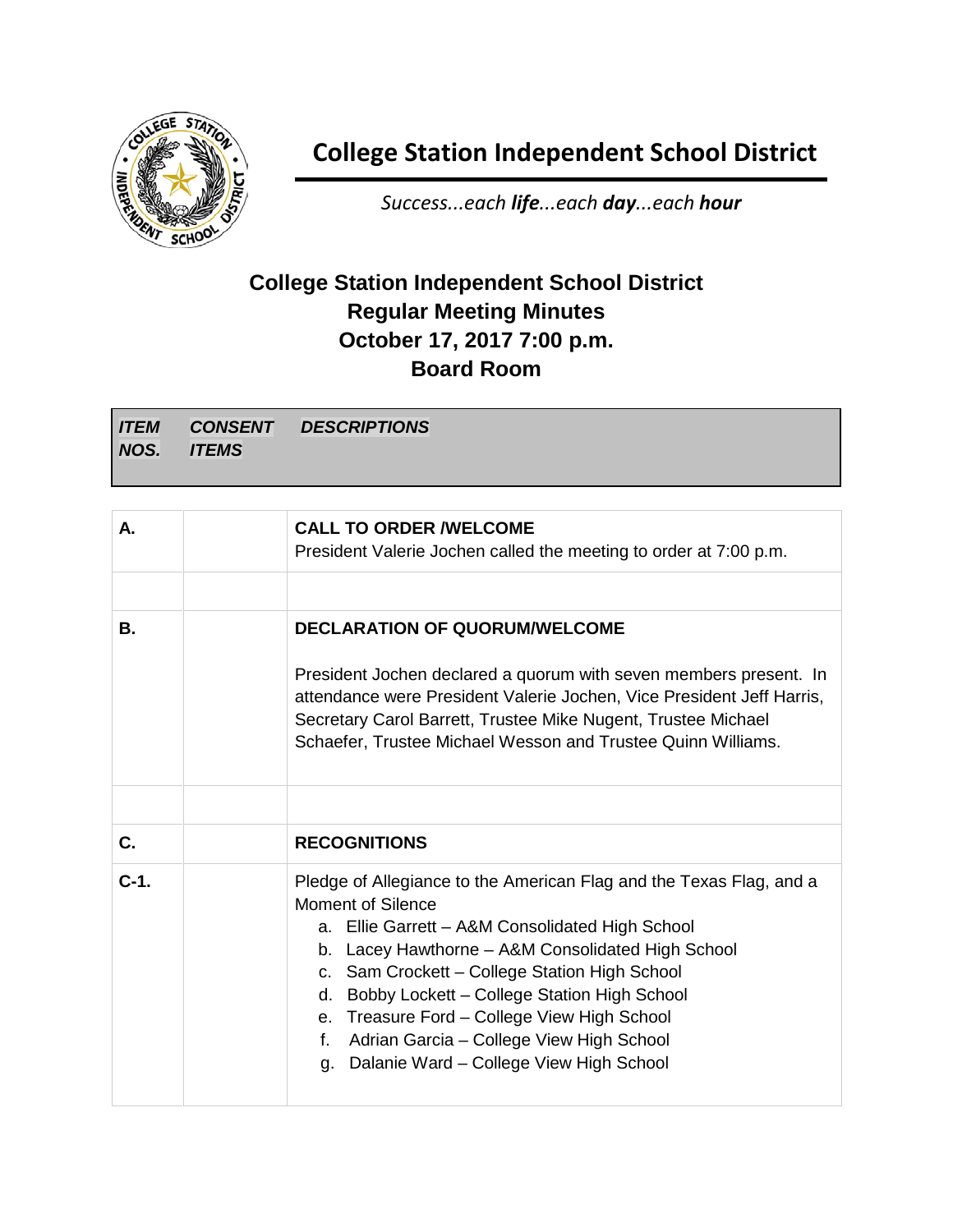# College Station Independent School District

*Success...each **life**...each **day**...each **hour***

## College Station Independent School District
## Regular Meeting Minutes
## October 17, 2017 7:00 p.m.
## Board Room

| *ITEM NOS.* | *CONSENT ITEMS* | *DESCRIPTIONS* |
|---|---|---|
| **A.** | | **CALL TO ORDER /WELCOME**<br>President Valerie Jochen called the meeting to order at 7:00 p.m. |
| | | |
| **B.** | | **DECLARATION OF QUORUM/WELCOME**<br><br>President Jochen declared a quorum with seven members present. In attendance were President Valerie Jochen, Vice President Jeff Harris, Secretary Carol Barrett, Trustee Mike Nugent, Trustee Michael Schaefer, Trustee Michael Wesson and Trustee Quinn Williams. |
| | | |
| **C.** | | **RECOGNITIONS** |
| **C-1.** | | Pledge of Allegiance to the American Flag and the Texas Flag, and a Moment of Silence<br>a. Ellie Garrett – A&M Consolidated High School<br>b. Lacey Hawthorne – A&M Consolidated High School<br>c. Sam Crockett – College Station High School<br>d. Bobby Lockett – College Station High School<br>e. Treasure Ford – College View High School<br>f. Adrian Garcia – College View High School<br>g. Dalanie Ward – College View High School |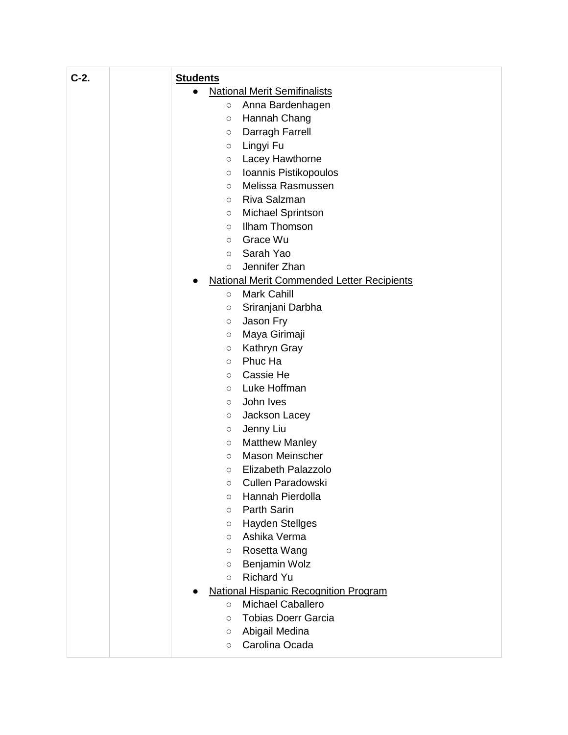| C-2. | | **Students**<br>• National Merit Semifinalists<br>&nbsp;&nbsp;&nbsp;&nbsp;○ Anna Bardenhagen<br>&nbsp;&nbsp;&nbsp;&nbsp;○ Hannah Chang<br>&nbsp;&nbsp;&nbsp;&nbsp;○ Darragh Farrell<br>&nbsp;&nbsp;&nbsp;&nbsp;○ Lingyi Fu<br>&nbsp;&nbsp;&nbsp;&nbsp;○ Lacey Hawthorne<br>&nbsp;&nbsp;&nbsp;&nbsp;○ Ioannis Pistikopoulos<br>&nbsp;&nbsp;&nbsp;&nbsp;○ Melissa Rasmussen<br>&nbsp;&nbsp;&nbsp;&nbsp;○ Riva Salzman<br>&nbsp;&nbsp;&nbsp;&nbsp;○ Michael Sprintson<br>&nbsp;&nbsp;&nbsp;&nbsp;○ Ilham Thomson<br>&nbsp;&nbsp;&nbsp;&nbsp;○ Grace Wu<br>&nbsp;&nbsp;&nbsp;&nbsp;○ Sarah Yao<br>&nbsp;&nbsp;&nbsp;&nbsp;○ Jennifer Zhan<br>• National Merit Commended Letter Recipients<br>&nbsp;&nbsp;&nbsp;&nbsp;○ Mark Cahill<br>&nbsp;&nbsp;&nbsp;&nbsp;○ Sriranjani Darbha<br>&nbsp;&nbsp;&nbsp;&nbsp;○ Jason Fry<br>&nbsp;&nbsp;&nbsp;&nbsp;○ Maya Girimaji<br>&nbsp;&nbsp;&nbsp;&nbsp;○ Kathryn Gray<br>&nbsp;&nbsp;&nbsp;&nbsp;○ Phuc Ha<br>&nbsp;&nbsp;&nbsp;&nbsp;○ Cassie He<br>&nbsp;&nbsp;&nbsp;&nbsp;○ Luke Hoffman<br>&nbsp;&nbsp;&nbsp;&nbsp;○ John Ives<br>&nbsp;&nbsp;&nbsp;&nbsp;○ Jackson Lacey<br>&nbsp;&nbsp;&nbsp;&nbsp;○ Jenny Liu<br>&nbsp;&nbsp;&nbsp;&nbsp;○ Matthew Manley<br>&nbsp;&nbsp;&nbsp;&nbsp;○ Mason Meinscher<br>&nbsp;&nbsp;&nbsp;&nbsp;○ Elizabeth Palazzolo<br>&nbsp;&nbsp;&nbsp;&nbsp;○ Cullen Paradowski<br>&nbsp;&nbsp;&nbsp;&nbsp;○ Hannah Pierdolla<br>&nbsp;&nbsp;&nbsp;&nbsp;○ Parth Sarin<br>&nbsp;&nbsp;&nbsp;&nbsp;○ Hayden Stellges<br>&nbsp;&nbsp;&nbsp;&nbsp;○ Ashika Verma<br>&nbsp;&nbsp;&nbsp;&nbsp;○ Rosetta Wang<br>&nbsp;&nbsp;&nbsp;&nbsp;○ Benjamin Wolz<br>&nbsp;&nbsp;&nbsp;&nbsp;○ Richard Yu<br>• National Hispanic Recognition Program<br>&nbsp;&nbsp;&nbsp;&nbsp;○ Michael Caballero<br>&nbsp;&nbsp;&nbsp;&nbsp;○ Tobias Doerr Garcia<br>&nbsp;&nbsp;&nbsp;&nbsp;○ Abigail Medina<br>&nbsp;&nbsp;&nbsp;&nbsp;○ Carolina Ocada |
|---|---|---|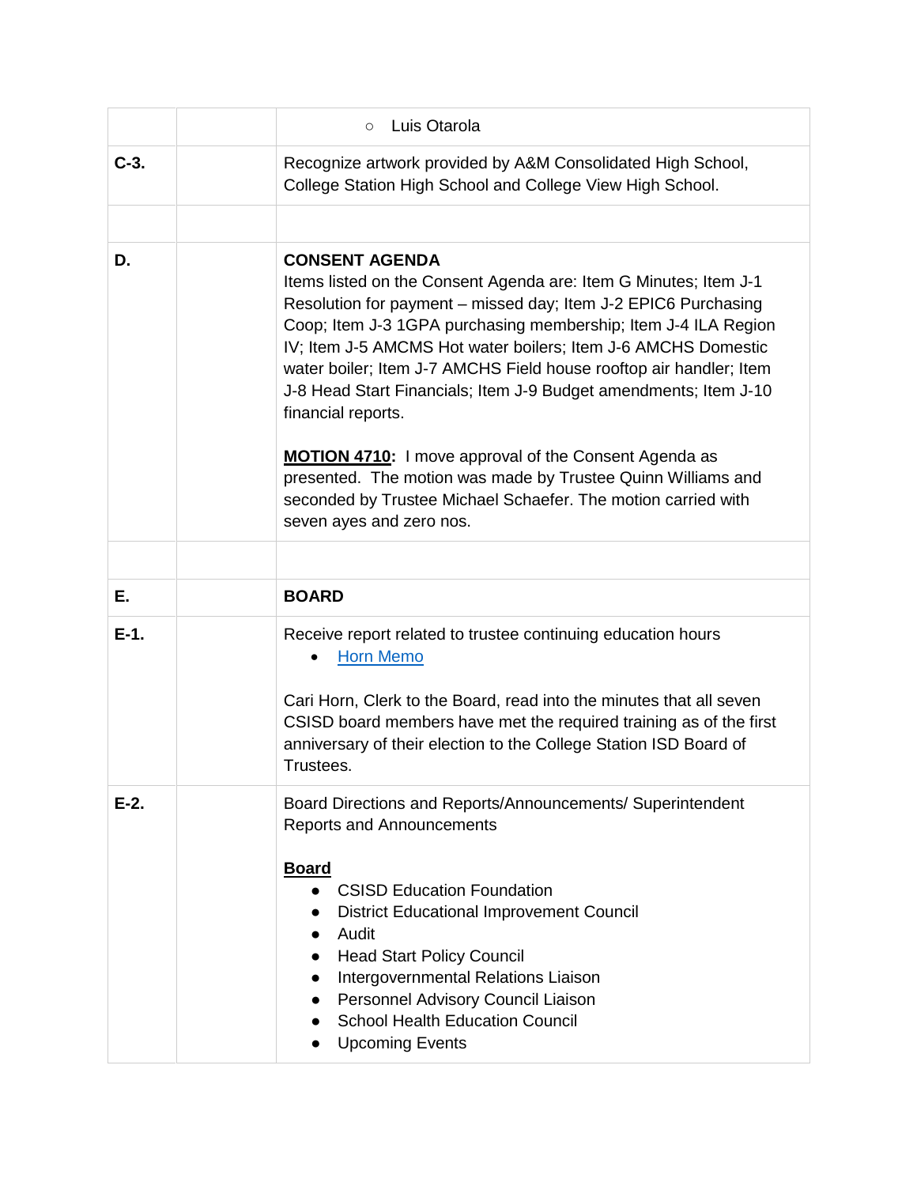| | | |
|---|---|---|
| | | ○ Luis Otarola |
| **C-3.** | | Recognize artwork provided by A&M Consolidated High School, College Station High School and College View High School. |
| | | |
| **D.** | | **CONSENT AGENDA**<br>Items listed on the Consent Agenda are: Item G Minutes; Item J-1 Resolution for payment – missed day; Item J-2 EPIC6 Purchasing Coop; Item J-3 1GPA purchasing membership; Item J-4 ILA Region IV; Item J-5 AMCMS Hot water boilers; Item J-6 AMCHS Domestic water boiler; Item J-7 AMCHS Field house rooftop air handler; Item J-8 Head Start Financials; Item J-9 Budget amendments; Item J-10 financial reports.<br><br>**MOTION 4710:** I move approval of the Consent Agenda as presented. The motion was made by Trustee Quinn Williams and seconded by Trustee Michael Schaefer. The motion carried with seven ayes and zero nos. |
| | | |
| **E.** | | **BOARD** |
| **E-1.** | | Receive report related to trustee continuing education hours<br>• Horn Memo<br><br>Cari Horn, Clerk to the Board, read into the minutes that all seven CSISD board members have met the required training as of the first anniversary of their election to the College Station ISD Board of Trustees. |
| **E-2.** | | Board Directions and Reports/Announcements/ Superintendent Reports and Announcements<br><br>**Board**<br>• CSISD Education Foundation<br>• District Educational Improvement Council<br>• Audit<br>• Head Start Policy Council<br>• Intergovernmental Relations Liaison<br>• Personnel Advisory Council Liaison<br>• School Health Education Council<br>• Upcoming Events |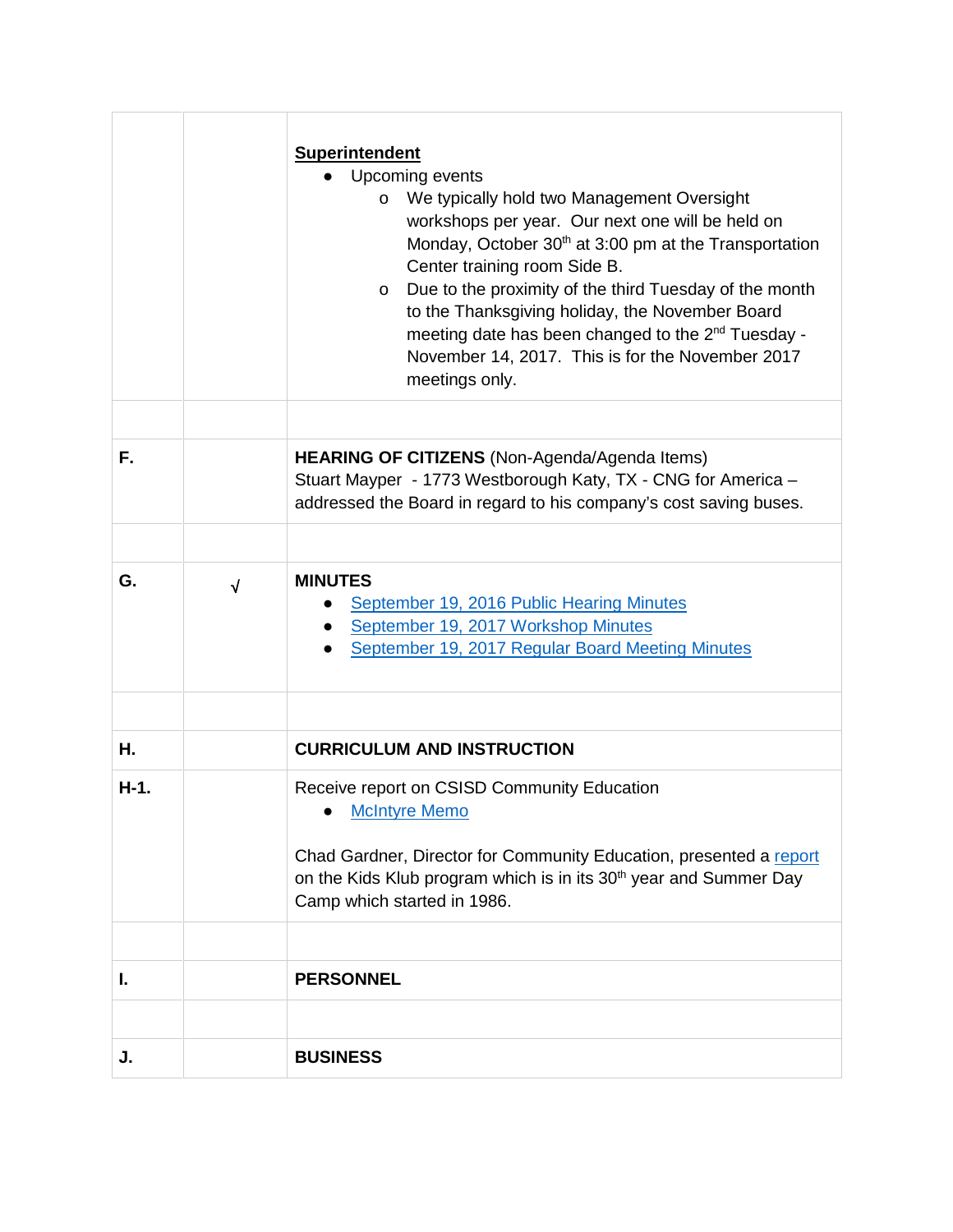| | | |
|---|---|---|
| | | **Superintendent**<br>● Upcoming events<br>o We typically hold two Management Oversight workshops per year. Our next one will be held on Monday, October 30th at 3:00 pm at the Transportation Center training room Side B.<br>o Due to the proximity of the third Tuesday of the month to the Thanksgiving holiday, the November Board meeting date has been changed to the 2nd Tuesday - November 14, 2017. This is for the November 2017 meetings only. |
| | | |
| **F.** | | **HEARING OF CITIZENS** (Non-Agenda/Agenda Items)<br>Stuart Mayper - 1773 Westborough Katy, TX - CNG for America – addressed the Board in regard to his company's cost saving buses. |
| | | |
| **G.** | √ | **MINUTES**<br>● September 19, 2016 Public Hearing Minutes<br>● September 19, 2017 Workshop Minutes<br>● September 19, 2017 Regular Board Meeting Minutes |
| | | |
| **H.** | | **CURRICULUM AND INSTRUCTION** |
| **H-1.** | | Receive report on CSISD Community Education<br>● McIntyre Memo<br><br>Chad Gardner, Director for Community Education, presented a report on the Kids Klub program which is in its 30th year and Summer Day Camp which started in 1986. |
| | | |
| **I.** | | **PERSONNEL** |
| | | |
| **J.** | | **BUSINESS** |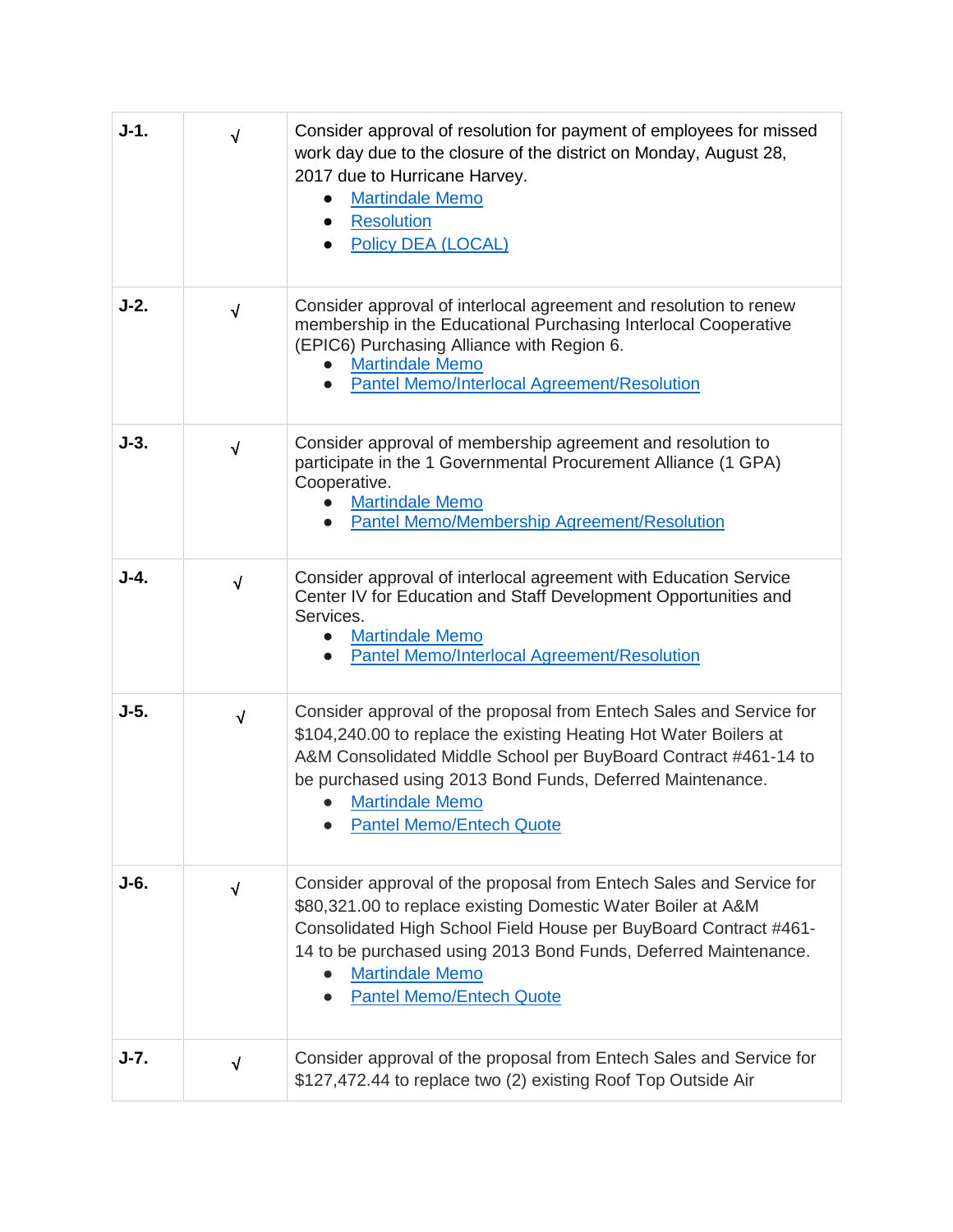| | | |
|---|---|---|
| **J-1.** | √ | Consider approval of resolution for payment of employees for missed work day due to the closure of the district on Monday, August 28, 2017 due to Hurricane Harvey.<br>• Martindale Memo<br>• Resolution<br>• Policy DEA (LOCAL) |
| **J-2.** | √ | Consider approval of interlocal agreement and resolution to renew membership in the Educational Purchasing Interlocal Cooperative (EPIC6) Purchasing Alliance with Region 6.<br>• Martindale Memo<br>• Pantel Memo/Interlocal Agreement/Resolution |
| **J-3.** | √ | Consider approval of membership agreement and resolution to participate in the 1 Governmental Procurement Alliance (1 GPA) Cooperative.<br>• Martindale Memo<br>• Pantel Memo/Membership Agreement/Resolution |
| **J-4.** | √ | Consider approval of interlocal agreement with Education Service Center IV for Education and Staff Development Opportunities and Services.<br>• Martindale Memo<br>• Pantel Memo/Interlocal Agreement/Resolution |
| **J-5.** | √ | Consider approval of the proposal from Entech Sales and Service for $104,240.00 to replace the existing Heating Hot Water Boilers at A&M Consolidated Middle School per BuyBoard Contract #461-14 to be purchased using 2013 Bond Funds, Deferred Maintenance.<br>• Martindale Memo<br>• Pantel Memo/Entech Quote |
| **J-6.** | √ | Consider approval of the proposal from Entech Sales and Service for $80,321.00 to replace existing Domestic Water Boiler at A&M Consolidated High School Field House per BuyBoard Contract #461-14 to be purchased using 2013 Bond Funds, Deferred Maintenance.<br>• Martindale Memo<br>• Pantel Memo/Entech Quote |
| **J-7.** | √ | Consider approval of the proposal from Entech Sales and Service for $127,472.44 to replace two (2) existing Roof Top Outside Air |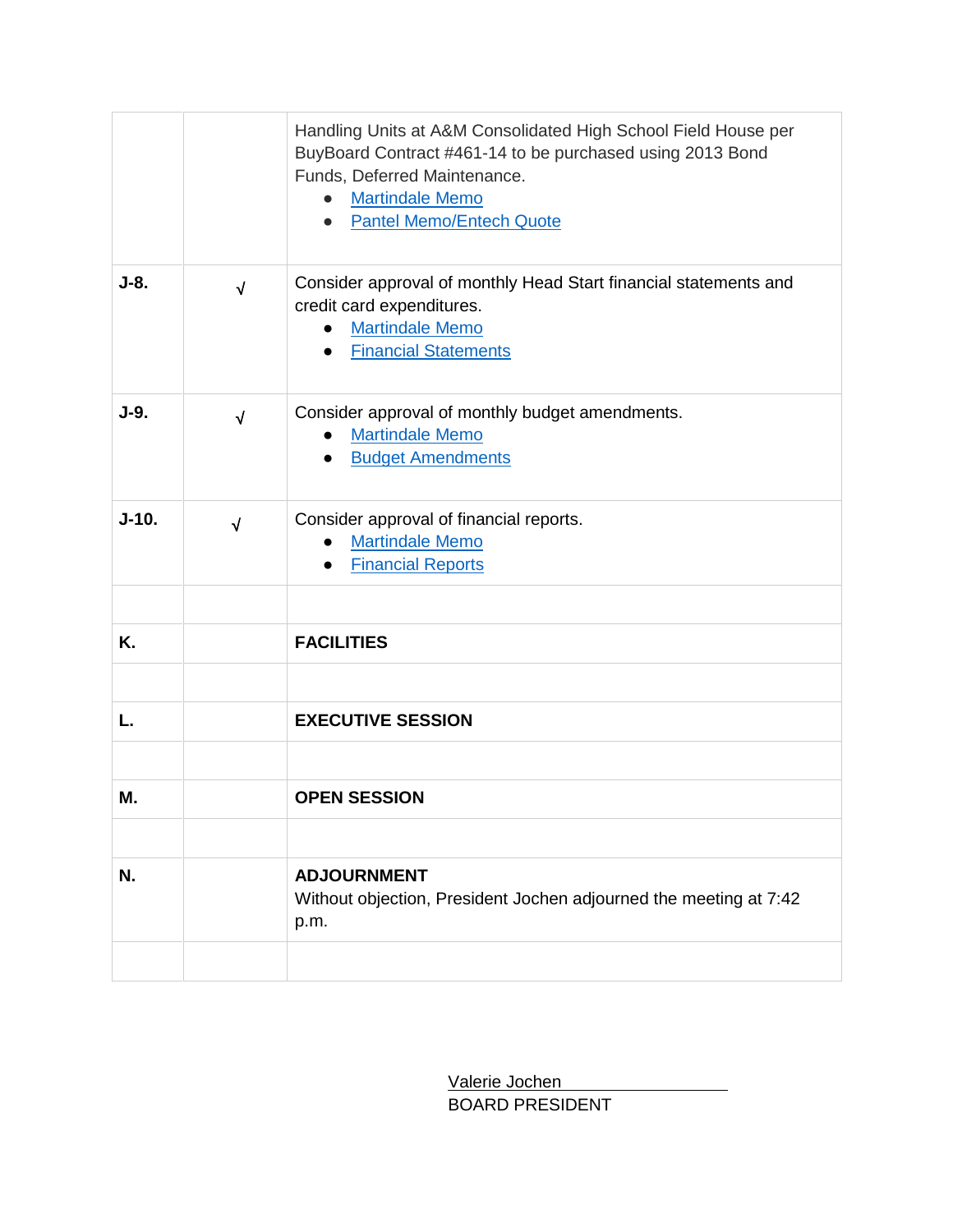| | | |
|---|---|---|
| | | Handling Units at A&M Consolidated High School Field House per BuyBoard Contract #461-14 to be purchased using 2013 Bond Funds, Deferred Maintenance.<br>● Martindale Memo<br>● Pantel Memo/Entech Quote |
| **J-8.** | √ | Consider approval of monthly Head Start financial statements and credit card expenditures.<br>● Martindale Memo<br>● Financial Statements |
| **J-9.** | √ | Consider approval of monthly budget amendments.<br>● Martindale Memo<br>● Budget Amendments |
| **J-10.** | √ | Consider approval of financial reports.<br>● Martindale Memo<br>● Financial Reports |
| | | |
| **K.** | | **FACILITIES** |
| | | |
| **L.** | | **EXECUTIVE SESSION** |
| | | |
| **M.** | | **OPEN SESSION** |
| | | |
| **N.** | | **ADJOURNMENT**<br>Without objection, President Jochen adjourned the meeting at 7:42 p.m. |
| | | |

Valerie Jochen
BOARD PRESIDENT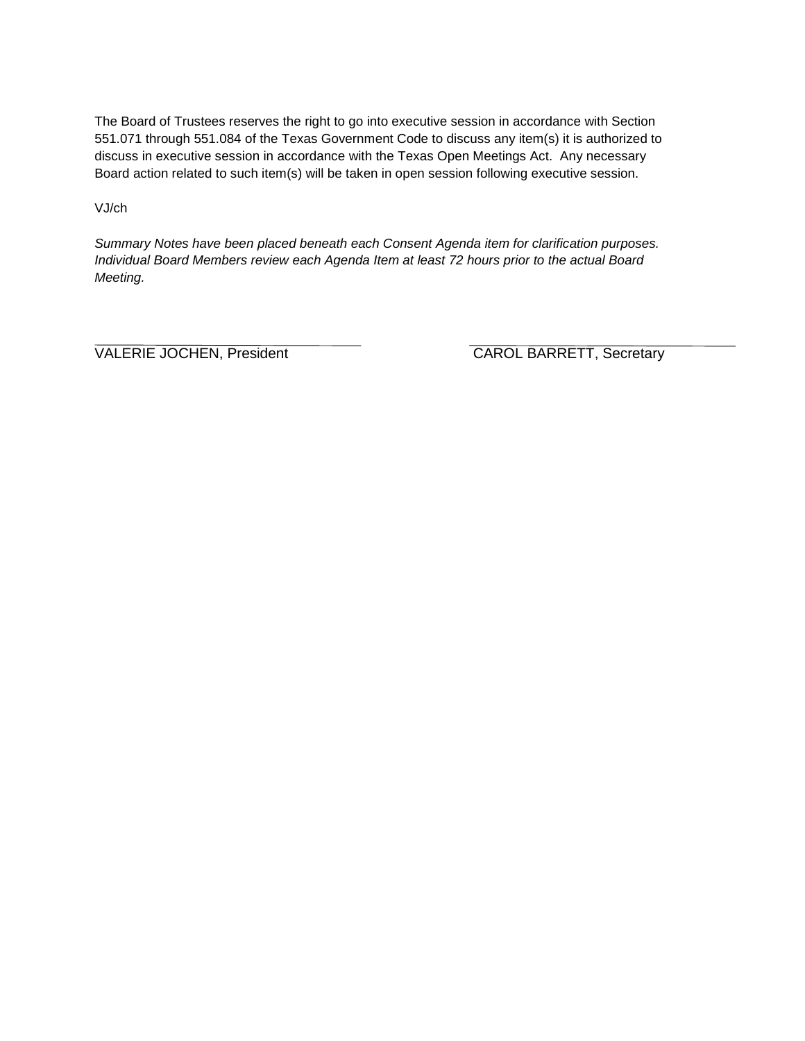The Board of Trustees reserves the right to go into executive session in accordance with Section 551.071 through 551.084 of the Texas Government Code to discuss any item(s) it is authorized to discuss in executive session in accordance with the Texas Open Meetings Act. Any necessary Board action related to such item(s) will be taken in open session following executive session.

VJ/ch

*Summary Notes have been placed beneath each Consent Agenda item for clarification purposes. Individual Board Members review each Agenda Item at least 72 hours prior to the actual Board Meeting.*

VALERIE JOCHEN, President

CAROL BARRETT, Secretary